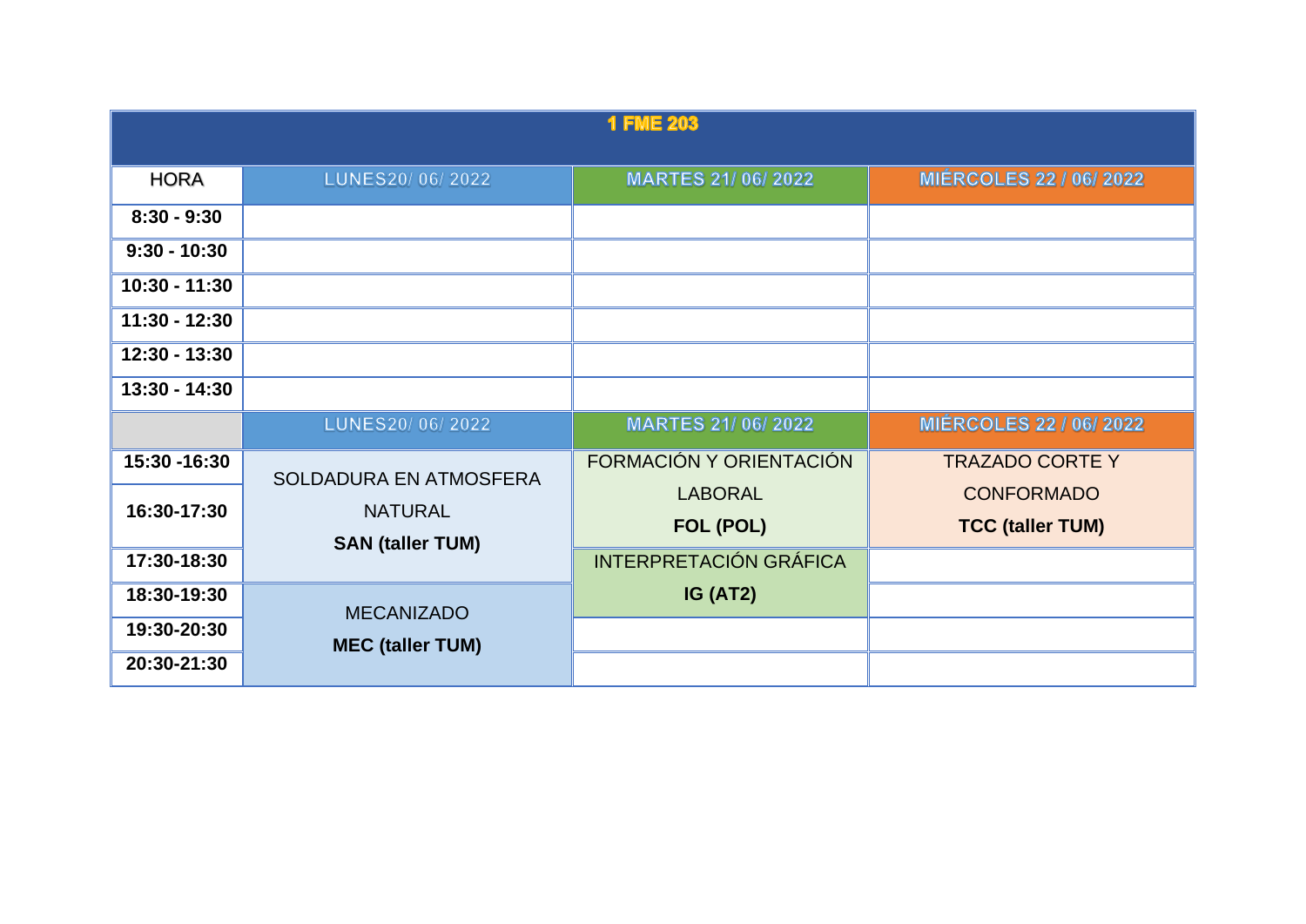# 1 FME 203

| HORA | LUNES20/ 06/ 2022 | MARTES 21/ 06/ 2022 | MIÉRCOLES 22 / 06/ 2022 |
|---|---|---|---|
| 8:30 - 9:30 | | | |
| 9:30 - 10:30 | | | |
| 10:30 - 11:30 | | | |
| 11:30 - 12:30 | | | |
| 12:30 - 13:30 | | | |
| 13:30 - 14:30 | | | |
| | LUNES20/ 06/ 2022 | MARTES 21/ 06/ 2022 | MIÉRCOLES 22 / 06/ 2022 |
| 15:30 -16:30 | SOLDADURA EN ATMOSFERA NATURAL **SAN (taller TUM)** | FORMACIÓN Y ORIENTACIÓN LABORAL **FOL (POL)** | TRAZADO CORTE Y CONFORMADO **TCC (taller TUM)** |
| 16:30-17:30 | | | |
| 17:30-18:30 | | INTERPRETACIÓN GRÁFICA **IG (AT2)** | |
| 18:30-19:30 | MECANIZADO **MEC (taller TUM)** | | |
| 19:30-20:30 | | | |
| 20:30-21:30 | | | |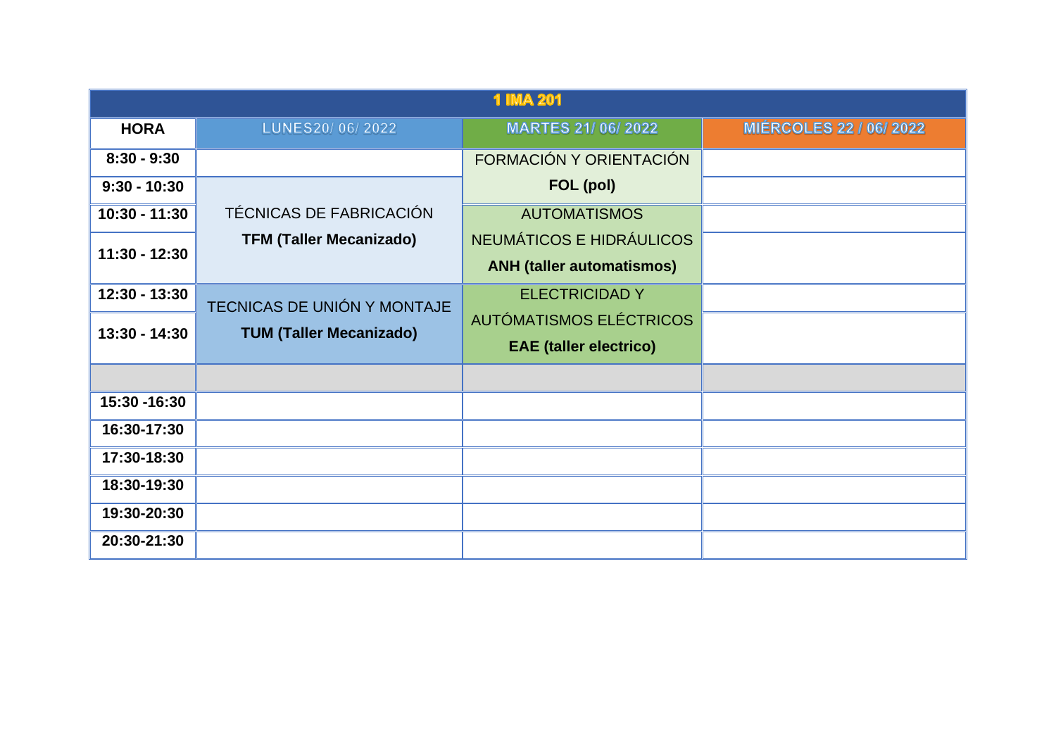| 1 IMA 201 | | | |
|---|---|---|---|
| **HORA** | LUNES20/ 06/ 2022 | MARTES 21/ 06/ 2022 | MIÉRCOLES 22 / 06/ 2022 |
| **8:30 - 9:30** | | FORMACIÓN Y ORIENTACIÓN **FOL (pol)** | |
| **9:30 - 10:30** | TÉCNICAS DE FABRICACIÓN **TFM (Taller Mecanizado)** | | |
| **10:30 - 11:30** | | AUTOMATISMOS NEUMÁTICOS E HIDRÁULICOS **ANH (taller automatismos)** | |
| **11:30 - 12:30** | | | |
| **12:30 - 13:30** | TECNICAS DE UNIÓN Y MONTAJE **TUM (Taller Mecanizado)** | ELECTRICIDAD Y AUTÓMATISMOS ELÉCTRICOS **EAE (taller electrico)** | |
| **13:30 - 14:30** | | | |
| | | | |
| **15:30 -16:30** | | | |
| **16:30-17:30** | | | |
| **17:30-18:30** | | | |
| **18:30-19:30** | | | |
| **19:30-20:30** | | | |
| **20:30-21:30** | | | |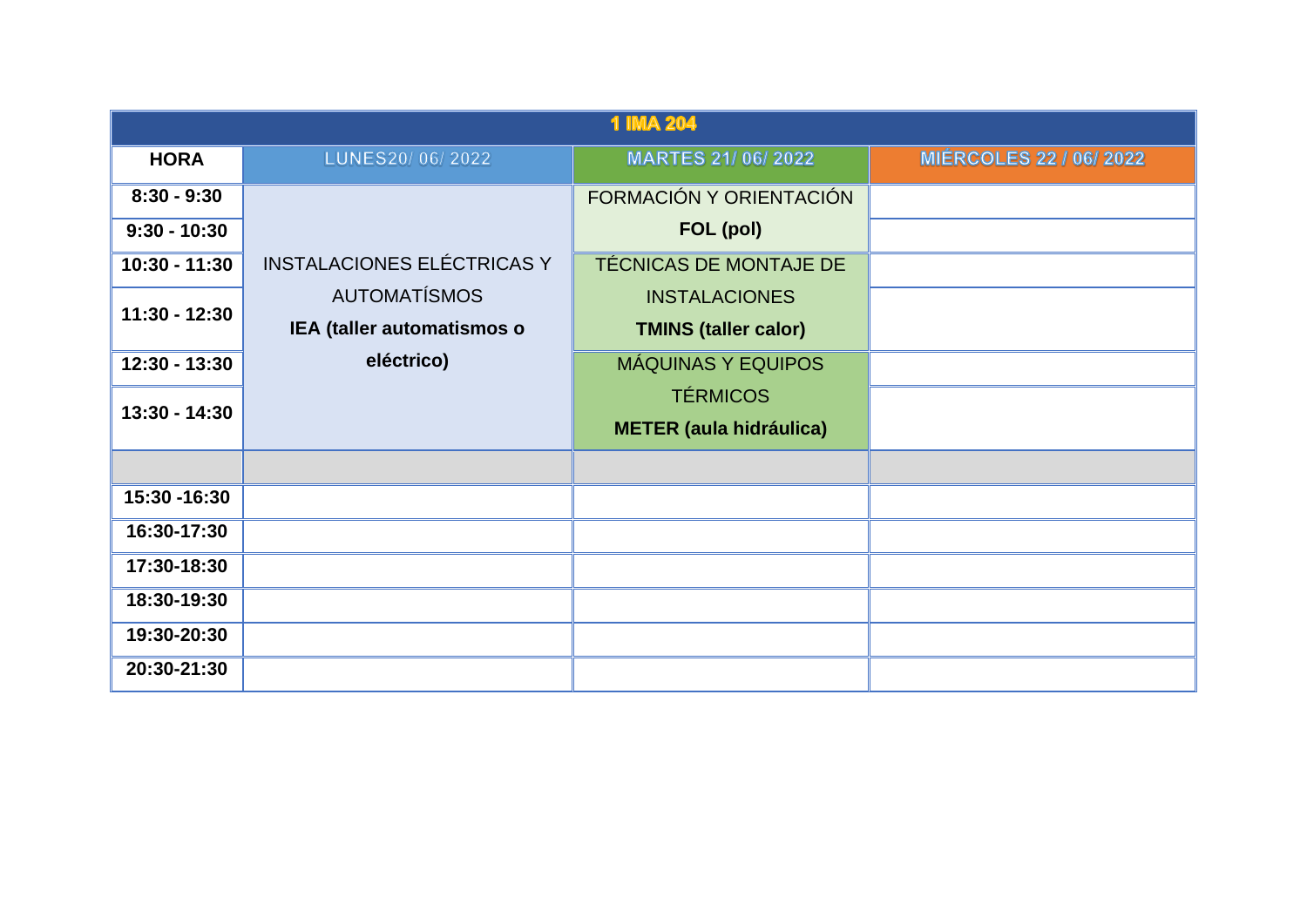| 1 IMA 204 | | | |
|---|---|---|---|
| **HORA** | LUNES20/ 06/ 2022 | MARTES 21/ 06/ 2022 | MIÉRCOLES 22 / 06/ 2022 |
| **8:30 - 9:30** | INSTALACIONES ELÉCTRICAS Y AUTOMATÍSMOS **IEA (taller automatismos o eléctrico)** | FORMACIÓN Y ORIENTACIÓN **FOL (pol)** | |
| **9:30 - 10:30** | | | |
| **10:30 - 11:30** | | TÉCNICAS DE MONTAJE DE INSTALACIONES **TMINS (taller calor)** | |
| **11:30 - 12:30** | | | |
| **12:30 - 13:30** | | MÁQUINAS Y EQUIPOS TÉRMICOS **METER (aula hidráulica)** | |
| **13:30 - 14:30** | | | |
| | | | |
| **15:30 -16:30** | | | |
| **16:30-17:30** | | | |
| **17:30-18:30** | | | |
| **18:30-19:30** | | | |
| **19:30-20:30** | | | |
| **20:30-21:30** | | | |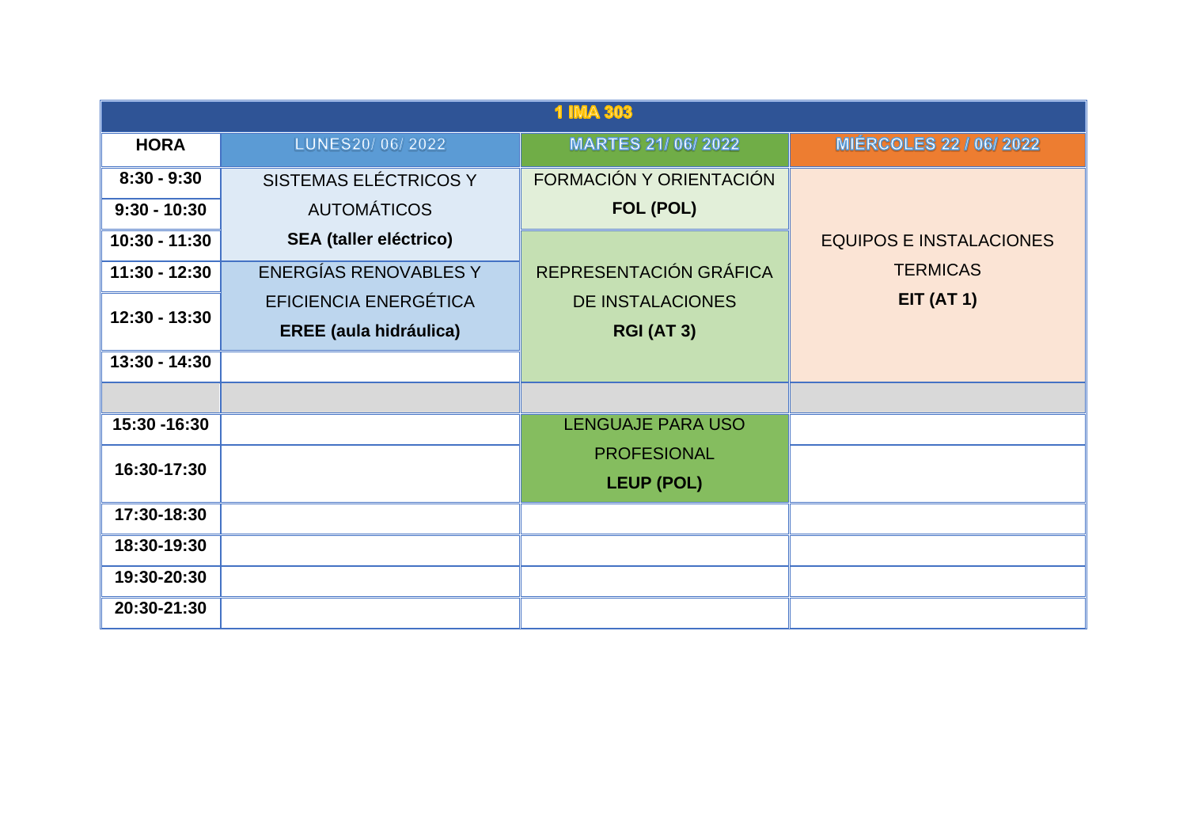| 1 IMA 303 | | | |
| --- | --- | --- | --- |
| **HORA** | LUNES20/ 06/ 2022 | MARTES 21/ 06/ 2022 | MIÉRCOLES 22 / 06/ 2022 |
| **8:30 - 9:30** | SISTEMAS ELÉCTRICOS Y AUTOMÁTICOS **SEA (taller eléctrico)** | FORMACIÓN Y ORIENTACIÓN **FOL (POL)** | EQUIPOS E INSTALACIONES TERMICAS **EIT (AT 1)** |
| **9:30 - 10:30** | | | |
| **10:30 - 11:30** | | REPRESENTACIÓN GRÁFICA DE INSTALACIONES **RGI (AT 3)** | |
| **11:30 - 12:30** | ENERGÍAS RENOVABLES Y EFICIENCIA ENERGÉTICA **EREE (aula hidráulica)** | | |
| **12:30 - 13:30** | | | |
| **13:30 - 14:30** | | | |
| | | | |
| **15:30 -16:30** | | LENGUAJE PARA USO PROFESIONAL **LEUP (POL)** | |
| **16:30-17:30** | | | |
| **17:30-18:30** | | | |
| **18:30-19:30** | | | |
| **19:30-20:30** | | | |
| **20:30-21:30** | | | |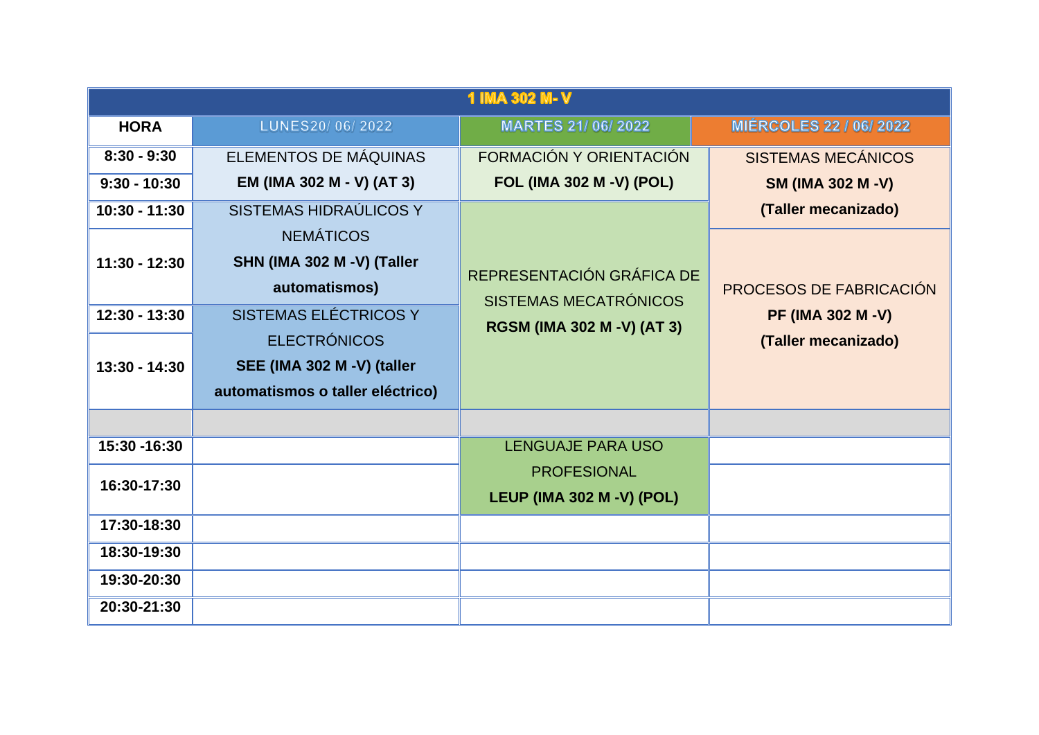| 1 IMA 302 M- V | | | |
|---|---|---|---|
| **HORA** | LUNES20/ 06/ 2022 | MARTES 21/ 06/ 2022 | MIÉRCOLES 22 / 06/ 2022 |
| **8:30 - 9:30** | ELEMENTOS DE MÁQUINAS **EM (IMA 302 M - V) (AT 3)** | FORMACIÓN Y ORIENTACIÓN **FOL (IMA 302 M -V) (POL)** | SISTEMAS MECÁNICOS **SM (IMA 302 M -V) (Taller mecanizado)** |
| **9:30 - 10:30** | | | |
| **10:30 - 11:30** | SISTEMAS HIDRAÚLICOS Y NEMÁTICOS **SHN (IMA 302 M -V) (Taller automatismos)** | REPRESENTACIÓN GRÁFICA DE SISTEMAS MECATRÓNICOS **RGSM (IMA 302 M -V) (AT 3)** | |
| **11:30 - 12:30** | | | PROCESOS DE FABRICACIÓN **PF (IMA 302 M -V) (Taller mecanizado)** |
| **12:30 - 13:30** | SISTEMAS ELÉCTRICOS Y ELECTRÓNICOS **SEE (IMA 302 M -V) (taller automatismos o taller eléctrico)** | | |
| **13:30 - 14:30** | | | |
| | | | |
| **15:30 -16:30** | | LENGUAJE PARA USO PROFESIONAL **LEUP (IMA 302 M -V) (POL)** | |
| **16:30-17:30** | | | |
| **17:30-18:30** | | | |
| **18:30-19:30** | | | |
| **19:30-20:30** | | | |
| **20:30-21:30** | | | |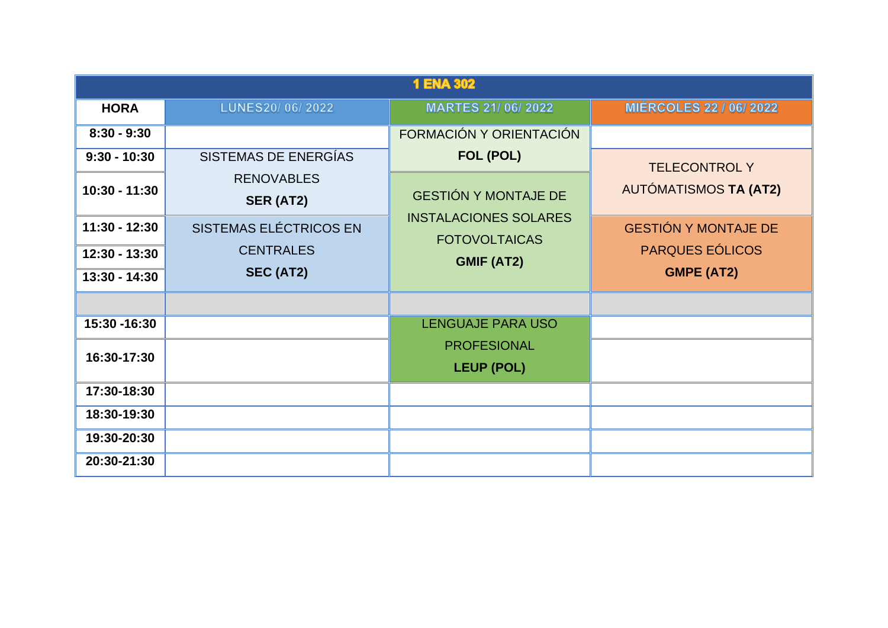| 1 ENA 302 | | | |
|---|---|---|---|
| **HORA** | LUNES20/ 06/ 2022 | MARTES 21/ 06/ 2022 | MIÉRCOLES 22 / 06/ 2022 |
| **8:30 - 9:30** | | FORMACIÓN Y ORIENTACIÓN **FOL (POL)** | |
| **9:30 - 10:30** | SISTEMAS DE ENERGÍAS RENOVABLES **SER (AT2)** | FORMACIÓN Y ORIENTACIÓN **FOL (POL)** | TELECONTROL Y AUTÓMATISMOS **TA (AT2)** |
| **10:30 - 11:30** | SISTEMAS DE ENERGÍAS RENOVABLES **SER (AT2)** | GESTIÓN Y MONTAJE DE INSTALACIONES SOLARES FOTOVOLTAICAS **GMIF (AT2)** | TELECONTROL Y AUTÓMATISMOS **TA (AT2)** |
| **11:30 - 12:30** | SISTEMAS ELÉCTRICOS EN CENTRALES **SEC (AT2)** | GESTIÓN Y MONTAJE DE INSTALACIONES SOLARES FOTOVOLTAICAS **GMIF (AT2)** | GESTIÓN Y MONTAJE DE PARQUES EÓLICOS **GMPE (AT2)** |
| **12:30 - 13:30** | SISTEMAS ELÉCTRICOS EN CENTRALES **SEC (AT2)** | GESTIÓN Y MONTAJE DE INSTALACIONES SOLARES FOTOVOLTAICAS **GMIF (AT2)** | GESTIÓN Y MONTAJE DE PARQUES EÓLICOS **GMPE (AT2)** |
| **13:30 - 14:30** | SISTEMAS ELÉCTRICOS EN CENTRALES **SEC (AT2)** | GESTIÓN Y MONTAJE DE INSTALACIONES SOLARES FOTOVOLTAICAS **GMIF (AT2)** | GESTIÓN Y MONTAJE DE PARQUES EÓLICOS **GMPE (AT2)** |
| | | | |
| **15:30 -16:30** | | LENGUAJE PARA USO PROFESIONAL **LEUP (POL)** | |
| **16:30-17:30** | | LENGUAJE PARA USO PROFESIONAL **LEUP (POL)** | |
| **17:30-18:30** | | | |
| **18:30-19:30** | | | |
| **19:30-20:30** | | | |
| **20:30-21:30** | | | |